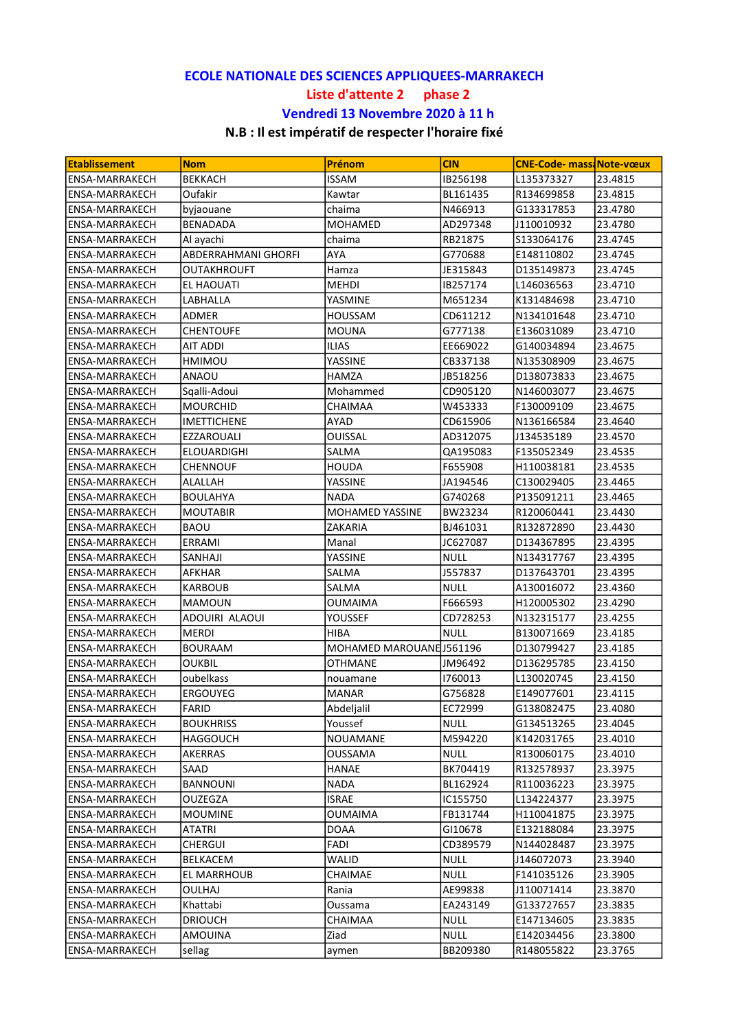# ECOLE NATIONALE DES SCIENCES APPLIQUEES-MARRAKECH

## Liste d'attente 2 phase 2

## Vendredi 13 Novembre 2020 à 11 h

**N.B : Il est impératif de respecter l'horaire fixé**

| Etablissement | Nom | Prénom | CIN | CNE-Code- mass | Note-vœux |
|---|---|---|---|---|---|
| ENSA-MARRAKECH | BEKKACH | ISSAM | IB256198 | L135373327 | 23.4815 |
| ENSA-MARRAKECH | Oufakir | Kawtar | BL161435 | R134699858 | 23.4815 |
| ENSA-MARRAKECH | byjaouane | chaima | N466913 | G133317853 | 23.4780 |
| ENSA-MARRAKECH | BENADADA | MOHAMED | AD297348 | J110010932 | 23.4780 |
| ENSA-MARRAKECH | Al ayachi | chaima | RB21875 | S133064176 | 23.4745 |
| ENSA-MARRAKECH | ABDERRAHMANI GHORFI | AYA | G770688 | E148110802 | 23.4745 |
| ENSA-MARRAKECH | OUTAKHROUFT | Hamza | JE315843 | D135149873 | 23.4745 |
| ENSA-MARRAKECH | EL HAOUATI | MEHDI | IB257174 | L146036563 | 23.4710 |
| ENSA-MARRAKECH | LABHALLA | YASMINE | M651234 | K131484698 | 23.4710 |
| ENSA-MARRAKECH | ADMER | HOUSSAM | CD611212 | N134101648 | 23.4710 |
| ENSA-MARRAKECH | CHENTOUFE | MOUNA | G777138 | E136031089 | 23.4710 |
| ENSA-MARRAKECH | AIT ADDI | ILIAS | EE669022 | G140034894 | 23.4675 |
| ENSA-MARRAKECH | HMIMOU | YASSINE | CB337138 | N135308909 | 23.4675 |
| ENSA-MARRAKECH | ANAOU | HAMZA | JB518256 | D138073833 | 23.4675 |
| ENSA-MARRAKECH | Sqalli-Adoui | Mohammed | CD905120 | N146003077 | 23.4675 |
| ENSA-MARRAKECH | MOURCHID | CHAIMAA | W453333 | F130009109 | 23.4675 |
| ENSA-MARRAKECH | IMETTICHENE | AYAD | CD615906 | N136166584 | 23.4640 |
| ENSA-MARRAKECH | EZZAROUALI | OUISSAL | AD312075 | J134535189 | 23.4570 |
| ENSA-MARRAKECH | ELOUARDIGHI | SALMA | QA195083 | F135052349 | 23.4535 |
| ENSA-MARRAKECH | CHENNOUF | HOUDA | F655908 | H110038181 | 23.4535 |
| ENSA-MARRAKECH | ALALLAH | YASSINE | JA194546 | C130029405 | 23.4465 |
| ENSA-MARRAKECH | BOULAHYA | NADA | G740268 | P135091211 | 23.4465 |
| ENSA-MARRAKECH | MOUTABIR | MOHAMED YASSINE | BW23234 | R120060441 | 23.4430 |
| ENSA-MARRAKECH | BAOU | ZAKARIA | BJ461031 | R132872890 | 23.4430 |
| ENSA-MARRAKECH | ERRAMI | Manal | JC627087 | D134367895 | 23.4395 |
| ENSA-MARRAKECH | SANHAJI | YASSINE | NULL | N134317767 | 23.4395 |
| ENSA-MARRAKECH | AFKHAR | SALMA | J557837 | D137643701 | 23.4395 |
| ENSA-MARRAKECH | KARBOUB | SALMA | NULL | A130016072 | 23.4360 |
| ENSA-MARRAKECH | MAMOUN | OUMAIMA | F666593 | H120005302 | 23.4290 |
| ENSA-MARRAKECH | ADOUIRI ALAOUI | YOUSSEF | CD728253 | N132315177 | 23.4255 |
| ENSA-MARRAKECH | MERDI | HIBA | NULL | B130071669 | 23.4185 |
| ENSA-MARRAKECH | BOURAAM | MOHAMED MAROUANE | J561196 | D130799427 | 23.4185 |
| ENSA-MARRAKECH | OUKBIL | OTHMANE | JM96492 | D136295785 | 23.4150 |
| ENSA-MARRAKECH | oubelkass | nouamane | I760013 | L130020745 | 23.4150 |
| ENSA-MARRAKECH | ERGOUYEG | MANAR | G756828 | E149077601 | 23.4115 |
| ENSA-MARRAKECH | FARID | Abdeljalil | EC72999 | G138082475 | 23.4080 |
| ENSA-MARRAKECH | BOUKHRISS | Youssef | NULL | G134513265 | 23.4045 |
| ENSA-MARRAKECH | HAGGOUCH | NOUAMANE | M594220 | K142031765 | 23.4010 |
| ENSA-MARRAKECH | AKERRAS | OUSSAMA | NULL | R130060175 | 23.4010 |
| ENSA-MARRAKECH | SAAD | HANAE | BK704419 | R132578937 | 23.3975 |
| ENSA-MARRAKECH | BANNOUNI | NADA | BL162924 | R110036223 | 23.3975 |
| ENSA-MARRAKECH | OUZEGZA | ISRAE | IC155750 | L134224377 | 23.3975 |
| ENSA-MARRAKECH | MOUMINE | OUMAIMA | FB131744 | H110041875 | 23.3975 |
| ENSA-MARRAKECH | ATATRI | DOAA | GI10678 | E132188084 | 23.3975 |
| ENSA-MARRAKECH | CHERGUI | FADI | CD389579 | N144028487 | 23.3975 |
| ENSA-MARRAKECH | BELKACEM | WALID | NULL | J146072073 | 23.3940 |
| ENSA-MARRAKECH | EL MARRHOUB | CHAIMAE | NULL | F141035126 | 23.3905 |
| ENSA-MARRAKECH | OULHAJ | Rania | AE99838 | J110071414 | 23.3870 |
| ENSA-MARRAKECH | Khattabi | Oussama | EA243149 | G133727657 | 23.3835 |
| ENSA-MARRAKECH | DRIOUCH | CHAIMAA | NULL | E147134605 | 23.3835 |
| ENSA-MARRAKECH | AMOUINA | Ziad | NULL | E142034456 | 23.3800 |
| ENSA-MARRAKECH | sellag | aymen | BB209380 | R148055822 | 23.3765 |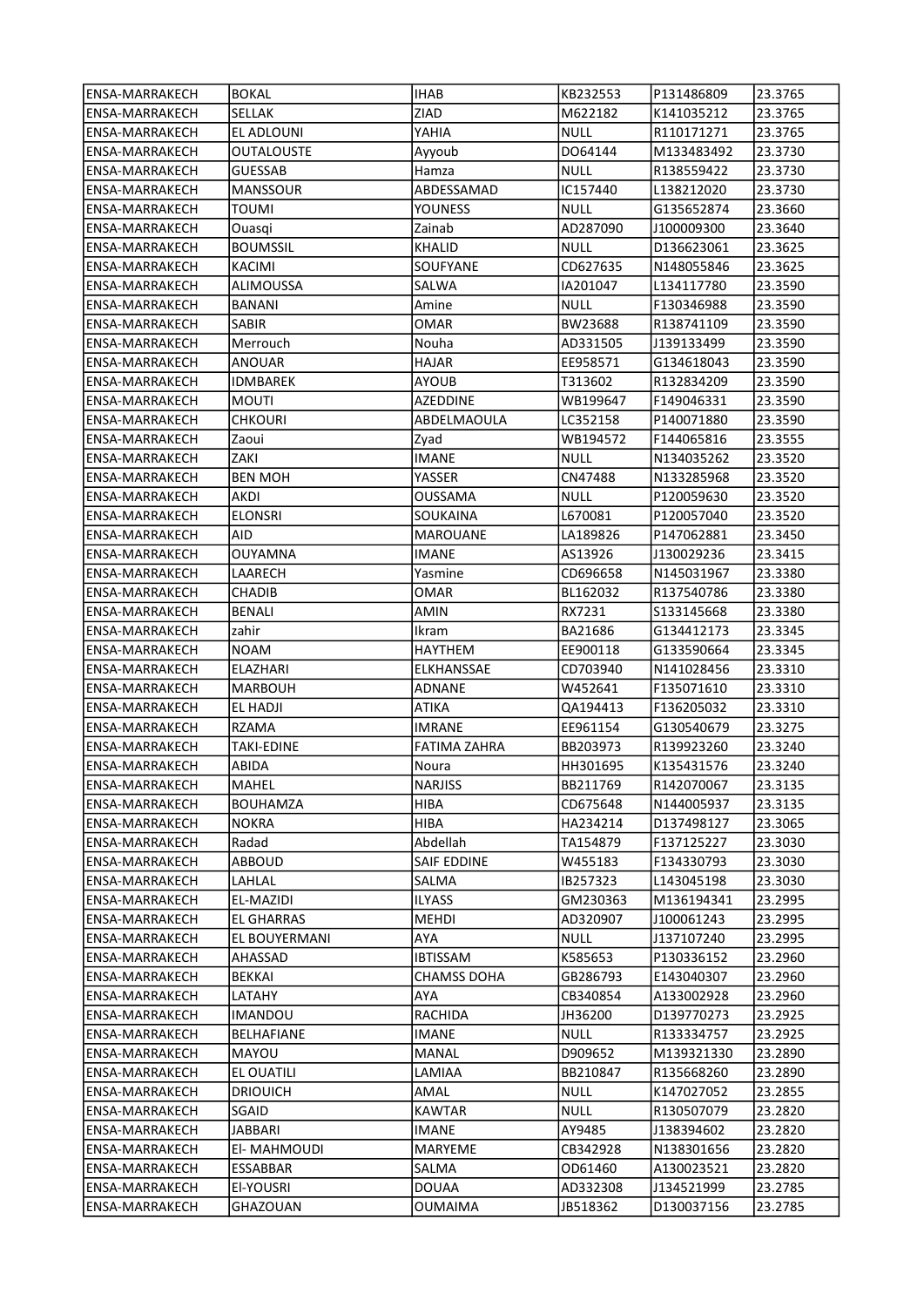| ENSA-MARRAKECH | BOKAL | IHAB | KB232553 | P131486809 | 23.3765 |
|---|---|---|---|---|---|
| ENSA-MARRAKECH | SELLAK | ZIAD | M622182 | K141035212 | 23.3765 |
| ENSA-MARRAKECH | EL ADLOUNI | YAHIA | NULL | R110171271 | 23.3765 |
| ENSA-MARRAKECH | OUTALOUSTE | Ayyoub | DO64144 | M133483492 | 23.3730 |
| ENSA-MARRAKECH | GUESSAB | Hamza | NULL | R138559422 | 23.3730 |
| ENSA-MARRAKECH | MANSSOUR | ABDESSAMAD | IC157440 | L138212020 | 23.3730 |
| ENSA-MARRAKECH | TOUMI | YOUNESS | NULL | G135652874 | 23.3660 |
| ENSA-MARRAKECH | Ouasqi | Zainab | AD287090 | J100009300 | 23.3640 |
| ENSA-MARRAKECH | BOUMSSIL | KHALID | NULL | D136623061 | 23.3625 |
| ENSA-MARRAKECH | KACIMI | SOUFYANE | CD627635 | N148055846 | 23.3625 |
| ENSA-MARRAKECH | ALIMOUSSA | SALWA | IA201047 | L134117780 | 23.3590 |
| ENSA-MARRAKECH | BANANI | Amine | NULL | F130346988 | 23.3590 |
| ENSA-MARRAKECH | SABIR | OMAR | BW23688 | R138741109 | 23.3590 |
| ENSA-MARRAKECH | Merrouch | Nouha | AD331505 | J139133499 | 23.3590 |
| ENSA-MARRAKECH | ANOUAR | HAJAR | EE958571 | G134618043 | 23.3590 |
| ENSA-MARRAKECH | IDMBAREK | AYOUB | T313602 | R132834209 | 23.3590 |
| ENSA-MARRAKECH | MOUTI | AZEDDINE | WB199647 | F149046331 | 23.3590 |
| ENSA-MARRAKECH | CHKOURI | ABDELMAOULA | LC352158 | P140071880 | 23.3590 |
| ENSA-MARRAKECH | Zaoui | Zyad | WB194572 | F144065816 | 23.3555 |
| ENSA-MARRAKECH | ZAKI | IMANE | NULL | N134035262 | 23.3520 |
| ENSA-MARRAKECH | BEN MOH | YASSER | CN47488 | N133285968 | 23.3520 |
| ENSA-MARRAKECH | AKDI | OUSSAMA | NULL | P120059630 | 23.3520 |
| ENSA-MARRAKECH | ELONSRI | SOUKAINA | L670081 | P120057040 | 23.3520 |
| ENSA-MARRAKECH | AID | MAROUANE | LA189826 | P147062881 | 23.3450 |
| ENSA-MARRAKECH | OUYAMNA | IMANE | AS13926 | J130029236 | 23.3415 |
| ENSA-MARRAKECH | LAARECH | Yasmine | CD696658 | N145031967 | 23.3380 |
| ENSA-MARRAKECH | CHADIB | OMAR | BL162032 | R137540786 | 23.3380 |
| ENSA-MARRAKECH | BENALI | AMIN | RX7231 | S133145668 | 23.3380 |
| ENSA-MARRAKECH | zahir | Ikram | BA21686 | G134412173 | 23.3345 |
| ENSA-MARRAKECH | NOAM | HAYTHEM | EE900118 | G133590664 | 23.3345 |
| ENSA-MARRAKECH | ELAZHARI | ELKHANSSAE | CD703940 | N141028456 | 23.3310 |
| ENSA-MARRAKECH | MARBOUH | ADNANE | W452641 | F135071610 | 23.3310 |
| ENSA-MARRAKECH | EL HADJI | ATIKA | QA194413 | F136205032 | 23.3310 |
| ENSA-MARRAKECH | RZAMA | IMRANE | EE961154 | G130540679 | 23.3275 |
| ENSA-MARRAKECH | TAKI-EDINE | FATIMA ZAHRA | BB203973 | R139923260 | 23.3240 |
| ENSA-MARRAKECH | ABIDA | Noura | HH301695 | K135431576 | 23.3240 |
| ENSA-MARRAKECH | MAHEL | NARJISS | BB211769 | R142070067 | 23.3135 |
| ENSA-MARRAKECH | BOUHAMZA | HIBA | CD675648 | N144005937 | 23.3135 |
| ENSA-MARRAKECH | NOKRA | HIBA | HA234214 | D137498127 | 23.3065 |
| ENSA-MARRAKECH | Radad | Abdellah | TA154879 | F137125227 | 23.3030 |
| ENSA-MARRAKECH | ABBOUD | SAIF EDDINE | W455183 | F134330793 | 23.3030 |
| ENSA-MARRAKECH | LAHLAL | SALMA | IB257323 | L143045198 | 23.3030 |
| ENSA-MARRAKECH | EL-MAZIDI | ILYASS | GM230363 | M136194341 | 23.2995 |
| ENSA-MARRAKECH | EL GHARRAS | MEHDI | AD320907 | J100061243 | 23.2995 |
| ENSA-MARRAKECH | EL BOUYERMANI | AYA | NULL | J137107240 | 23.2995 |
| ENSA-MARRAKECH | AHASSAD | IBTISSAM | K585653 | P130336152 | 23.2960 |
| ENSA-MARRAKECH | BEKKAI | CHAMSS DOHA | GB286793 | E143040307 | 23.2960 |
| ENSA-MARRAKECH | LATAHY | AYA | CB340854 | A133002928 | 23.2960 |
| ENSA-MARRAKECH | IMANDOU | RACHIDA | JH36200 | D139770273 | 23.2925 |
| ENSA-MARRAKECH | BELHAFIANE | IMANE | NULL | R133334757 | 23.2925 |
| ENSA-MARRAKECH | MAYOU | MANAL | D909652 | M139321330 | 23.2890 |
| ENSA-MARRAKECH | EL OUATILI | LAMIAA | BB210847 | R135668260 | 23.2890 |
| ENSA-MARRAKECH | DRIOUICH | AMAL | NULL | K147027052 | 23.2855 |
| ENSA-MARRAKECH | SGAID | KAWTAR | NULL | R130507079 | 23.2820 |
| ENSA-MARRAKECH | JABBARI | IMANE | AY9485 | J138394602 | 23.2820 |
| ENSA-MARRAKECH | El- MAHMOUDI | MARYEME | CB342928 | N138301656 | 23.2820 |
| ENSA-MARRAKECH | ESSABBAR | SALMA | OD61460 | A130023521 | 23.2820 |
| ENSA-MARRAKECH | El-YOUSRI | DOUAA | AD332308 | J134521999 | 23.2785 |
| ENSA-MARRAKECH | GHAZOUAN | OUMAIMA | JB518362 | D130037156 | 23.2785 |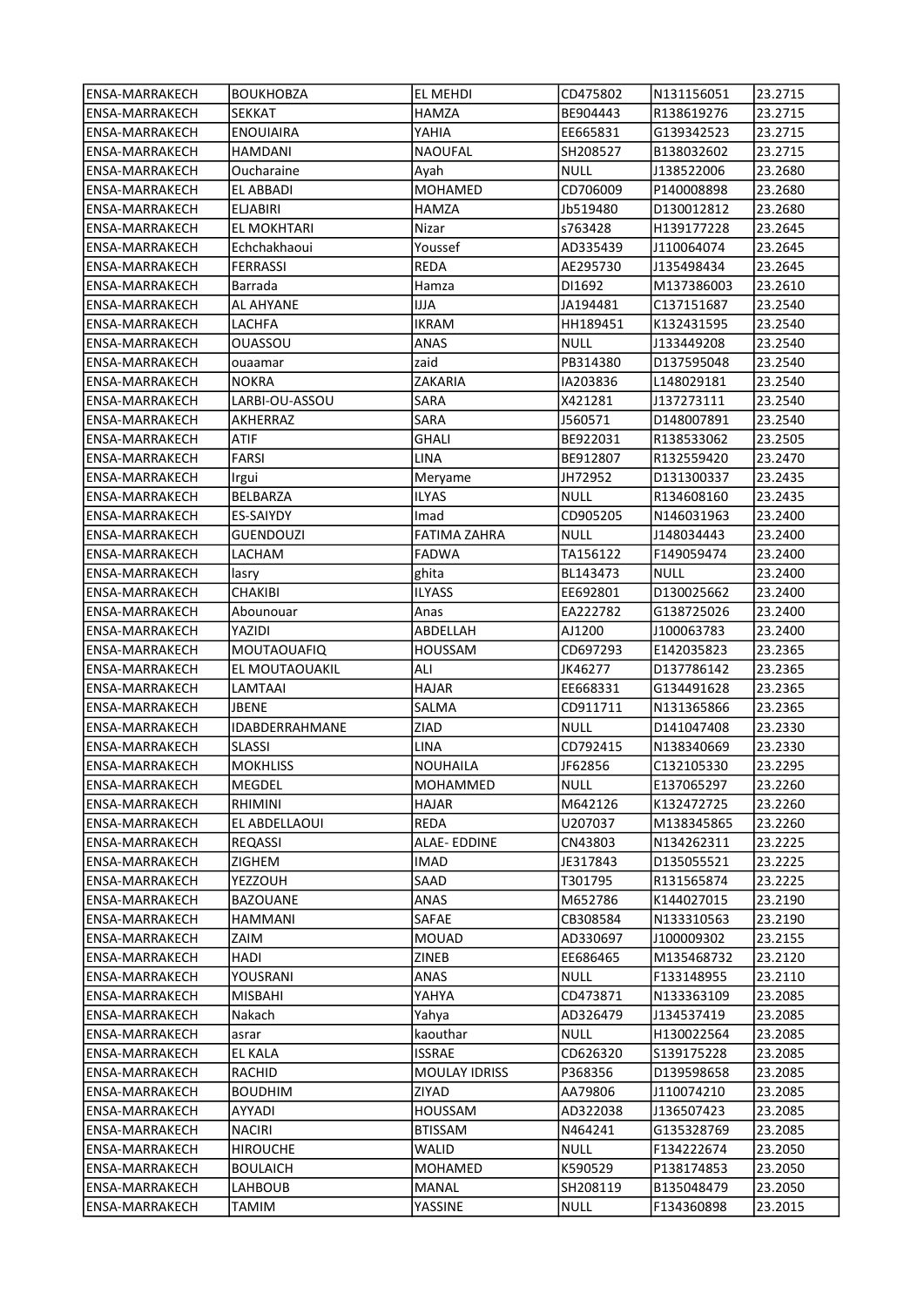| ENSA-MARRAKECH | BOUKHOBZA | EL MEHDI | CD475802 | N131156051 | 23.2715 |
|---|---|---|---|---|---|
| ENSA-MARRAKECH | SEKKAT | HAMZA | BE904443 | R138619276 | 23.2715 |
| ENSA-MARRAKECH | ENOUIAIRA | YAHIA | EE665831 | G139342523 | 23.2715 |
| ENSA-MARRAKECH | HAMDANI | NAOUFAL | SH208527 | B138032602 | 23.2715 |
| ENSA-MARRAKECH | Oucharaine | Ayah | NULL | J138522006 | 23.2680 |
| ENSA-MARRAKECH | EL ABBADI | MOHAMED | CD706009 | P140008898 | 23.2680 |
| ENSA-MARRAKECH | ELJABIRI | HAMZA | Jb519480 | D130012812 | 23.2680 |
| ENSA-MARRAKECH | EL MOKHTARI | Nizar | s763428 | H139177228 | 23.2645 |
| ENSA-MARRAKECH | Echchakhaoui | Youssef | AD335439 | J110064074 | 23.2645 |
| ENSA-MARRAKECH | FERRASSI | REDA | AE295730 | J135498434 | 23.2645 |
| ENSA-MARRAKECH | Barrada | Hamza | DI1692 | M137386003 | 23.2610 |
| ENSA-MARRAKECH | AL AHYANE | IJJA | JA194481 | C137151687 | 23.2540 |
| ENSA-MARRAKECH | LACHFA | IKRAM | HH189451 | K132431595 | 23.2540 |
| ENSA-MARRAKECH | OUASSOU | ANAS | NULL | J133449208 | 23.2540 |
| ENSA-MARRAKECH | ouaamar | zaid | PB314380 | D137595048 | 23.2540 |
| ENSA-MARRAKECH | NOKRA | ZAKARIA | IA203836 | L148029181 | 23.2540 |
| ENSA-MARRAKECH | LARBI-OU-ASSOU | SARA | X421281 | J137273111 | 23.2540 |
| ENSA-MARRAKECH | AKHERRAZ | SARA | J560571 | D148007891 | 23.2540 |
| ENSA-MARRAKECH | ATIF | GHALI | BE922031 | R138533062 | 23.2505 |
| ENSA-MARRAKECH | FARSI | LINA | BE912807 | R132559420 | 23.2470 |
| ENSA-MARRAKECH | Irgui | Meryame | JH72952 | D131300337 | 23.2435 |
| ENSA-MARRAKECH | BELBARZA | ILYAS | NULL | R134608160 | 23.2435 |
| ENSA-MARRAKECH | ES-SAIYDY | Imad | CD905205 | N146031963 | 23.2400 |
| ENSA-MARRAKECH | GUENDOUZI | FATIMA ZAHRA | NULL | J148034443 | 23.2400 |
| ENSA-MARRAKECH | LACHAM | FADWA | TA156122 | F149059474 | 23.2400 |
| ENSA-MARRAKECH | lasry | ghita | BL143473 | NULL | 23.2400 |
| ENSA-MARRAKECH | CHAKIBI | ILYASS | EE692801 | D130025662 | 23.2400 |
| ENSA-MARRAKECH | Abounouar | Anas | EA222782 | G138725026 | 23.2400 |
| ENSA-MARRAKECH | YAZIDI | ABDELLAH | AJ1200 | J100063783 | 23.2400 |
| ENSA-MARRAKECH | MOUTAOUAFIQ | HOUSSAM | CD697293 | E142035823 | 23.2365 |
| ENSA-MARRAKECH | EL MOUTAOUAKIL | ALI | JK46277 | D137786142 | 23.2365 |
| ENSA-MARRAKECH | LAMTAAI | HAJAR | EE668331 | G134491628 | 23.2365 |
| ENSA-MARRAKECH | JBENE | SALMA | CD911711 | N131365866 | 23.2365 |
| ENSA-MARRAKECH | IDABDERRAHMANE | ZIAD | NULL | D141047408 | 23.2330 |
| ENSA-MARRAKECH | SLASSI | LINA | CD792415 | N138340669 | 23.2330 |
| ENSA-MARRAKECH | MOKHLISS | NOUHAILA | JF62856 | C132105330 | 23.2295 |
| ENSA-MARRAKECH | MEGDEL | MOHAMMED | NULL | E137065297 | 23.2260 |
| ENSA-MARRAKECH | RHIMINI | HAJAR | M642126 | K132472725 | 23.2260 |
| ENSA-MARRAKECH | EL ABDELLAOUI | REDA | U207037 | M138345865 | 23.2260 |
| ENSA-MARRAKECH | REQASSI | ALAE- EDDINE | CN43803 | N134262311 | 23.2225 |
| ENSA-MARRAKECH | ZIGHEM | IMAD | JE317843 | D135055521 | 23.2225 |
| ENSA-MARRAKECH | YEZZOUH | SAAD | T301795 | R131565874 | 23.2225 |
| ENSA-MARRAKECH | BAZOUANE | ANAS | M652786 | K144027015 | 23.2190 |
| ENSA-MARRAKECH | HAMMANI | SAFAE | CB308584 | N133310563 | 23.2190 |
| ENSA-MARRAKECH | ZAIM | MOUAD | AD330697 | J100009302 | 23.2155 |
| ENSA-MARRAKECH | HADI | ZINEB | EE686465 | M135468732 | 23.2120 |
| ENSA-MARRAKECH | YOUSRANI | ANAS | NULL | F133148955 | 23.2110 |
| ENSA-MARRAKECH | MISBAHI | YAHYA | CD473871 | N133363109 | 23.2085 |
| ENSA-MARRAKECH | Nakach | Yahya | AD326479 | J134537419 | 23.2085 |
| ENSA-MARRAKECH | asrar | kaouthar | NULL | H130022564 | 23.2085 |
| ENSA-MARRAKECH | EL KALA | ISSRAE | CD626320 | S139175228 | 23.2085 |
| ENSA-MARRAKECH | RACHID | MOULAY IDRISS | P368356 | D139598658 | 23.2085 |
| ENSA-MARRAKECH | BOUDHIM | ZIYAD | AA79806 | J110074210 | 23.2085 |
| ENSA-MARRAKECH | AYYADI | HOUSSAM | AD322038 | J136507423 | 23.2085 |
| ENSA-MARRAKECH | NACIRI | BTISSAM | N464241 | G135328769 | 23.2085 |
| ENSA-MARRAKECH | HIROUCHE | WALID | NULL | F134222674 | 23.2050 |
| ENSA-MARRAKECH | BOULAICH | MOHAMED | K590529 | P138174853 | 23.2050 |
| ENSA-MARRAKECH | LAHBOUB | MANAL | SH208119 | B135048479 | 23.2050 |
| ENSA-MARRAKECH | TAMIM | YASSINE | NULL | F134360898 | 23.2015 |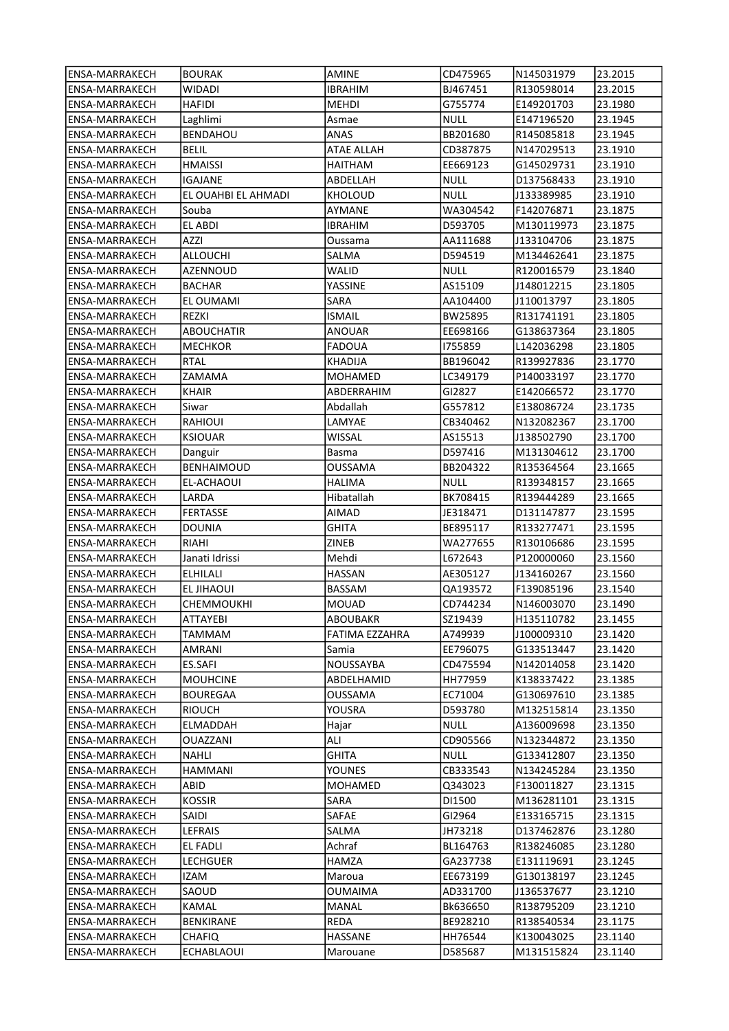| ENSA-MARRAKECH | BOURAK | AMINE | CD475965 | N145031979 | 23.2015 |
|---|---|---|---|---|---|
| ENSA-MARRAKECH | WIDADI | IBRAHIM | BJ467451 | R130598014 | 23.2015 |
| ENSA-MARRAKECH | HAFIDI | MEHDI | G755774 | E149201703 | 23.1980 |
| ENSA-MARRAKECH | Laghlimi | Asmae | NULL | E147196520 | 23.1945 |
| ENSA-MARRAKECH | BENDAHOU | ANAS | BB201680 | R145085818 | 23.1945 |
| ENSA-MARRAKECH | BELIL | ATAE ALLAH | CD387875 | N147029513 | 23.1910 |
| ENSA-MARRAKECH | HMAISSI | HAITHAM | EE669123 | G145029731 | 23.1910 |
| ENSA-MARRAKECH | IGAJANE | ABDELLAH | NULL | D137568433 | 23.1910 |
| ENSA-MARRAKECH | EL OUAHBI EL AHMADI | KHOLOUD | NULL | J133389985 | 23.1910 |
| ENSA-MARRAKECH | Souba | AYMANE | WA304542 | F142076871 | 23.1875 |
| ENSA-MARRAKECH | EL ABDI | IBRAHIM | D593705 | M130119973 | 23.1875 |
| ENSA-MARRAKECH | AZZI | Oussama | AA111688 | J133104706 | 23.1875 |
| ENSA-MARRAKECH | ALLOUCHI | SALMA | D594519 | M134462641 | 23.1875 |
| ENSA-MARRAKECH | AZENNOUD | WALID | NULL | R120016579 | 23.1840 |
| ENSA-MARRAKECH | BACHAR | YASSINE | AS15109 | J148012215 | 23.1805 |
| ENSA-MARRAKECH | EL OUMAMI | SARA | AA104400 | J110013797 | 23.1805 |
| ENSA-MARRAKECH | REZKI | ISMAIL | BW25895 | R131741191 | 23.1805 |
| ENSA-MARRAKECH | ABOUCHATIR | ANOUAR | EE698166 | G138637364 | 23.1805 |
| ENSA-MARRAKECH | MECHKOR | FADOUA | I755859 | L142036298 | 23.1805 |
| ENSA-MARRAKECH | RTAL | KHADIJA | BB196042 | R139927836 | 23.1770 |
| ENSA-MARRAKECH | ZAMAMA | MOHAMED | LC349179 | P140033197 | 23.1770 |
| ENSA-MARRAKECH | KHAIR | ABDERRAHIM | GI2827 | E142066572 | 23.1770 |
| ENSA-MARRAKECH | Siwar | Abdallah | G557812 | E138086724 | 23.1735 |
| ENSA-MARRAKECH | RAHIOUI | LAMYAE | CB340462 | N132082367 | 23.1700 |
| ENSA-MARRAKECH | KSIOUAR | WISSAL | AS15513 | J138502790 | 23.1700 |
| ENSA-MARRAKECH | Danguir | Basma | D597416 | M131304612 | 23.1700 |
| ENSA-MARRAKECH | BENHAIMOUD | OUSSAMA | BB204322 | R135364564 | 23.1665 |
| ENSA-MARRAKECH | EL-ACHAOUI | HALIMA | NULL | R139348157 | 23.1665 |
| ENSA-MARRAKECH | LARDA | Hibatallah | BK708415 | R139444289 | 23.1665 |
| ENSA-MARRAKECH | FERTASSE | AIMAD | JE318471 | D131147877 | 23.1595 |
| ENSA-MARRAKECH | DOUNIA | GHITA | BE895117 | R133277471 | 23.1595 |
| ENSA-MARRAKECH | RIAHI | ZINEB | WA277655 | R130106686 | 23.1595 |
| ENSA-MARRAKECH | Janati Idrissi | Mehdi | L672643 | P120000060 | 23.1560 |
| ENSA-MARRAKECH | ELHILALI | HASSAN | AE305127 | J134160267 | 23.1560 |
| ENSA-MARRAKECH | EL JIHAOUI | BASSAM | QA193572 | F139085196 | 23.1540 |
| ENSA-MARRAKECH | CHEMMOUKHI | MOUAD | CD744234 | N146003070 | 23.1490 |
| ENSA-MARRAKECH | ATTAYEBI | ABOUBAKR | SZ19439 | H135110782 | 23.1455 |
| ENSA-MARRAKECH | TAMMAM | FATIMA EZZAHRA | A749939 | J100009310 | 23.1420 |
| ENSA-MARRAKECH | AMRANI | Samia | EE796075 | G133513447 | 23.1420 |
| ENSA-MARRAKECH | ES.SAFI | NOUSSAYBA | CD475594 | N142014058 | 23.1420 |
| ENSA-MARRAKECH | MOUHCINE | ABDELHAMID | HH77959 | K138337422 | 23.1385 |
| ENSA-MARRAKECH | BOUREGAA | OUSSAMA | EC71004 | G130697610 | 23.1385 |
| ENSA-MARRAKECH | RIOUCH | YOUSRA | D593780 | M132515814 | 23.1350 |
| ENSA-MARRAKECH | ELMADDAH | Hajar | NULL | A136009698 | 23.1350 |
| ENSA-MARRAKECH | OUAZZANI | ALI | CD905566 | N132344872 | 23.1350 |
| ENSA-MARRAKECH | NAHLI | GHITA | NULL | G133412807 | 23.1350 |
| ENSA-MARRAKECH | HAMMANI | YOUNES | CB333543 | N134245284 | 23.1350 |
| ENSA-MARRAKECH | ABID | MOHAMED | Q343023 | F130011827 | 23.1315 |
| ENSA-MARRAKECH | KOSSIR | SARA | DI1500 | M136281101 | 23.1315 |
| ENSA-MARRAKECH | SAIDI | SAFAE | GI2964 | E133165715 | 23.1315 |
| ENSA-MARRAKECH | LEFRAIS | SALMA | JH73218 | D137462876 | 23.1280 |
| ENSA-MARRAKECH | EL FADLI | Achraf | BL164763 | R138246085 | 23.1280 |
| ENSA-MARRAKECH | LECHGUER | HAMZA | GA237738 | E131119691 | 23.1245 |
| ENSA-MARRAKECH | IZAM | Maroua | EE673199 | G130138197 | 23.1245 |
| ENSA-MARRAKECH | SAOUD | OUMAIMA | AD331700 | J136537677 | 23.1210 |
| ENSA-MARRAKECH | KAMAL | MANAL | Bk636650 | R138795209 | 23.1210 |
| ENSA-MARRAKECH | BENKIRANE | REDA | BE928210 | R138540534 | 23.1175 |
| ENSA-MARRAKECH | CHAFIQ | HASSANE | HH76544 | K130043025 | 23.1140 |
| ENSA-MARRAKECH | ECHABLAOUI | Marouane | D585687 | M131515824 | 23.1140 |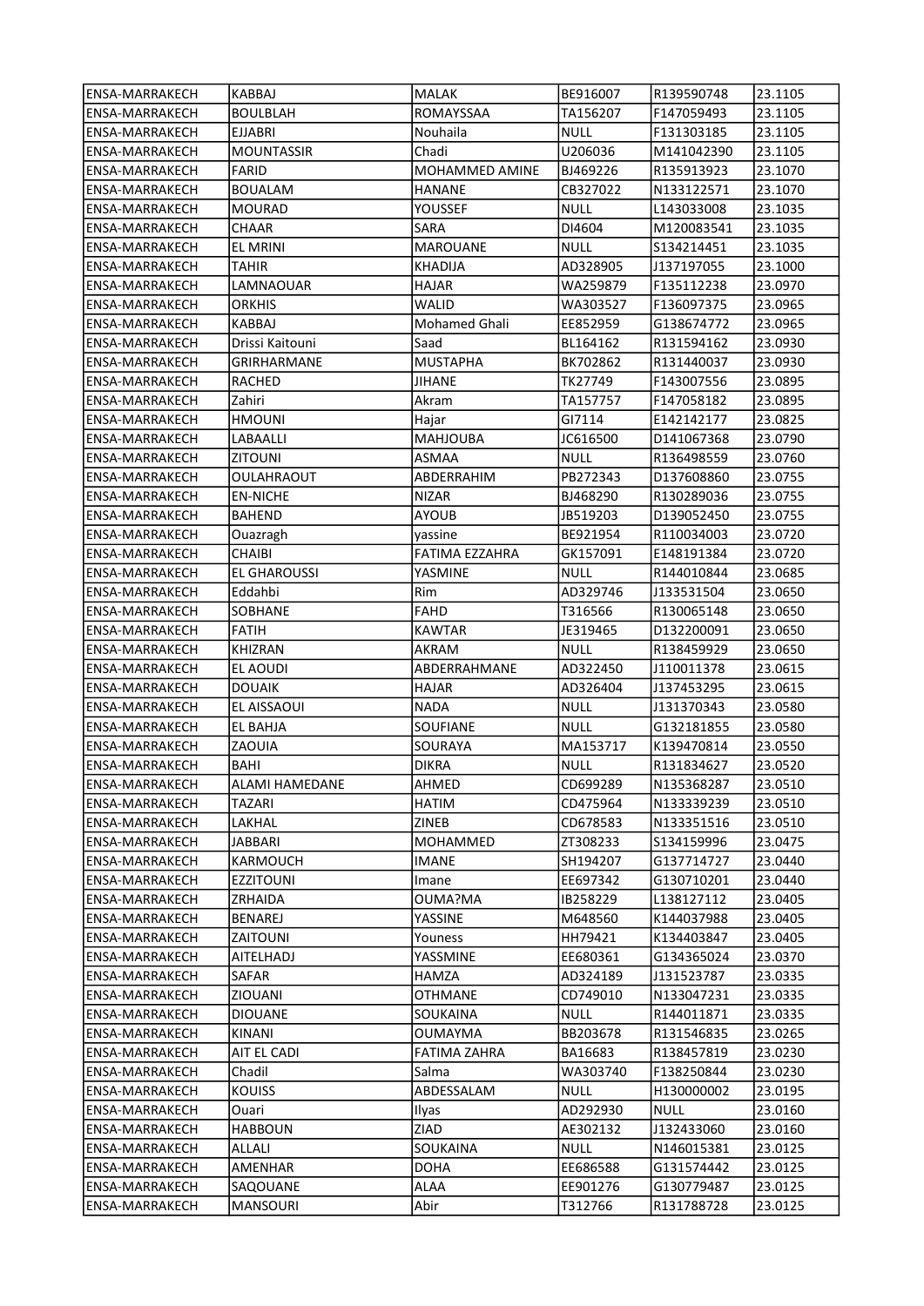| ENSA-MARRAKECH | KABBAJ | MALAK | BE916007 | R139590748 | 23.1105 |
|---|---|---|---|---|---|
| ENSA-MARRAKECH | BOULBLAH | ROMAYSSAA | TA156207 | F147059493 | 23.1105 |
| ENSA-MARRAKECH | EJJABRI | Nouhaila | NULL | F131303185 | 23.1105 |
| ENSA-MARRAKECH | MOUNTASSIR | Chadi | U206036 | M141042390 | 23.1105 |
| ENSA-MARRAKECH | FARID | MOHAMMED AMINE | BJ469226 | R135913923 | 23.1070 |
| ENSA-MARRAKECH | BOUALAM | HANANE | CB327022 | N133122571 | 23.1070 |
| ENSA-MARRAKECH | MOURAD | YOUSSEF | NULL | L143033008 | 23.1035 |
| ENSA-MARRAKECH | CHAAR | SARA | DI4604 | M120083541 | 23.1035 |
| ENSA-MARRAKECH | EL MRINI | MAROUANE | NULL | S134214451 | 23.1035 |
| ENSA-MARRAKECH | TAHIR | KHADIJA | AD328905 | J137197055 | 23.1000 |
| ENSA-MARRAKECH | LAMNAOUAR | HAJAR | WA259879 | F135112238 | 23.0970 |
| ENSA-MARRAKECH | ORKHIS | WALID | WA303527 | F136097375 | 23.0965 |
| ENSA-MARRAKECH | KABBAJ | Mohamed Ghali | EE852959 | G138674772 | 23.0965 |
| ENSA-MARRAKECH | Drissi Kaitouni | Saad | BL164162 | R131594162 | 23.0930 |
| ENSA-MARRAKECH | GRIRHARMANE | MUSTAPHA | BK702862 | R131440037 | 23.0930 |
| ENSA-MARRAKECH | RACHED | JIHANE | TK27749 | F143007556 | 23.0895 |
| ENSA-MARRAKECH | Zahiri | Akram | TA157757 | F147058182 | 23.0895 |
| ENSA-MARRAKECH | HMOUNI | Hajar | GI7114 | E142142177 | 23.0825 |
| ENSA-MARRAKECH | LABAALLI | MAHJOUBA | JC616500 | D141067368 | 23.0790 |
| ENSA-MARRAKECH | ZITOUNI | ASMAA | NULL | R136498559 | 23.0760 |
| ENSA-MARRAKECH | OULAHRAOUT | ABDERRAHIM | PB272343 | D137608860 | 23.0755 |
| ENSA-MARRAKECH | EN-NICHE | NIZAR | BJ468290 | R130289036 | 23.0755 |
| ENSA-MARRAKECH | BAHEND | AYOUB | JB519203 | D139052450 | 23.0755 |
| ENSA-MARRAKECH | Ouazragh | yassine | BE921954 | R110034003 | 23.0720 |
| ENSA-MARRAKECH | CHAIBI | FATIMA EZZAHRA | GK157091 | E148191384 | 23.0720 |
| ENSA-MARRAKECH | EL GHAROUSSI | YASMINE | NULL | R144010844 | 23.0685 |
| ENSA-MARRAKECH | Eddahbi | Rim | AD329746 | J133531504 | 23.0650 |
| ENSA-MARRAKECH | SOBHANE | FAHD | T316566 | R130065148 | 23.0650 |
| ENSA-MARRAKECH | FATIH | KAWTAR | JE319465 | D132200091 | 23.0650 |
| ENSA-MARRAKECH | KHIZRAN | AKRAM | NULL | R138459929 | 23.0650 |
| ENSA-MARRAKECH | EL AOUDI | ABDERRAHMANE | AD322450 | J110011378 | 23.0615 |
| ENSA-MARRAKECH | DOUAIK | HAJAR | AD326404 | J137453295 | 23.0615 |
| ENSA-MARRAKECH | EL AISSAOUI | NADA | NULL | J131370343 | 23.0580 |
| ENSA-MARRAKECH | EL BAHJA | SOUFIANE | NULL | G132181855 | 23.0580 |
| ENSA-MARRAKECH | ZAOUIA | SOURAYA | MA153717 | K139470814 | 23.0550 |
| ENSA-MARRAKECH | BAHI | DIKRA | NULL | R131834627 | 23.0520 |
| ENSA-MARRAKECH | ALAMI HAMEDANE | AHMED | CD699289 | N135368287 | 23.0510 |
| ENSA-MARRAKECH | TAZARI | HATIM | CD475964 | N133339239 | 23.0510 |
| ENSA-MARRAKECH | LAKHAL | ZINEB | CD678583 | N133351516 | 23.0510 |
| ENSA-MARRAKECH | JABBARI | MOHAMMED | ZT308233 | S134159996 | 23.0475 |
| ENSA-MARRAKECH | KARMOUCH | IMANE | SH194207 | G137714727 | 23.0440 |
| ENSA-MARRAKECH | EZZITOUNI | Imane | EE697342 | G130710201 | 23.0440 |
| ENSA-MARRAKECH | ZRHAIDA | OUMA?MA | IB258229 | L138127112 | 23.0405 |
| ENSA-MARRAKECH | BENAREJ | YASSINE | M648560 | K144037988 | 23.0405 |
| ENSA-MARRAKECH | ZAITOUNI | Youness | HH79421 | K134403847 | 23.0405 |
| ENSA-MARRAKECH | AITELHADJ | YASSMINE | EE680361 | G134365024 | 23.0370 |
| ENSA-MARRAKECH | SAFAR | HAMZA | AD324189 | J131523787 | 23.0335 |
| ENSA-MARRAKECH | ZIOUANI | OTHMANE | CD749010 | N133047231 | 23.0335 |
| ENSA-MARRAKECH | DIOUANE | SOUKAINA | NULL | R144011871 | 23.0335 |
| ENSA-MARRAKECH | KINANI | OUMAYMA | BB203678 | R131546835 | 23.0265 |
| ENSA-MARRAKECH | AIT EL CADI | FATIMA ZAHRA | BA16683 | R138457819 | 23.0230 |
| ENSA-MARRAKECH | Chadil | Salma | WA303740 | F138250844 | 23.0230 |
| ENSA-MARRAKECH | KOUISS | ABDESSALAM | NULL | H130000002 | 23.0195 |
| ENSA-MARRAKECH | Ouari | Ilyas | AD292930 | NULL | 23.0160 |
| ENSA-MARRAKECH | HABBOUN | ZIAD | AE302132 | J132433060 | 23.0160 |
| ENSA-MARRAKECH | ALLALI | SOUKAINA | NULL | N146015381 | 23.0125 |
| ENSA-MARRAKECH | AMENHAR | DOHA | EE686588 | G131574442 | 23.0125 |
| ENSA-MARRAKECH | SAQOUANE | ALAA | EE901276 | G130779487 | 23.0125 |
| ENSA-MARRAKECH | MANSOURI | Abir | T312766 | R131788728 | 23.0125 |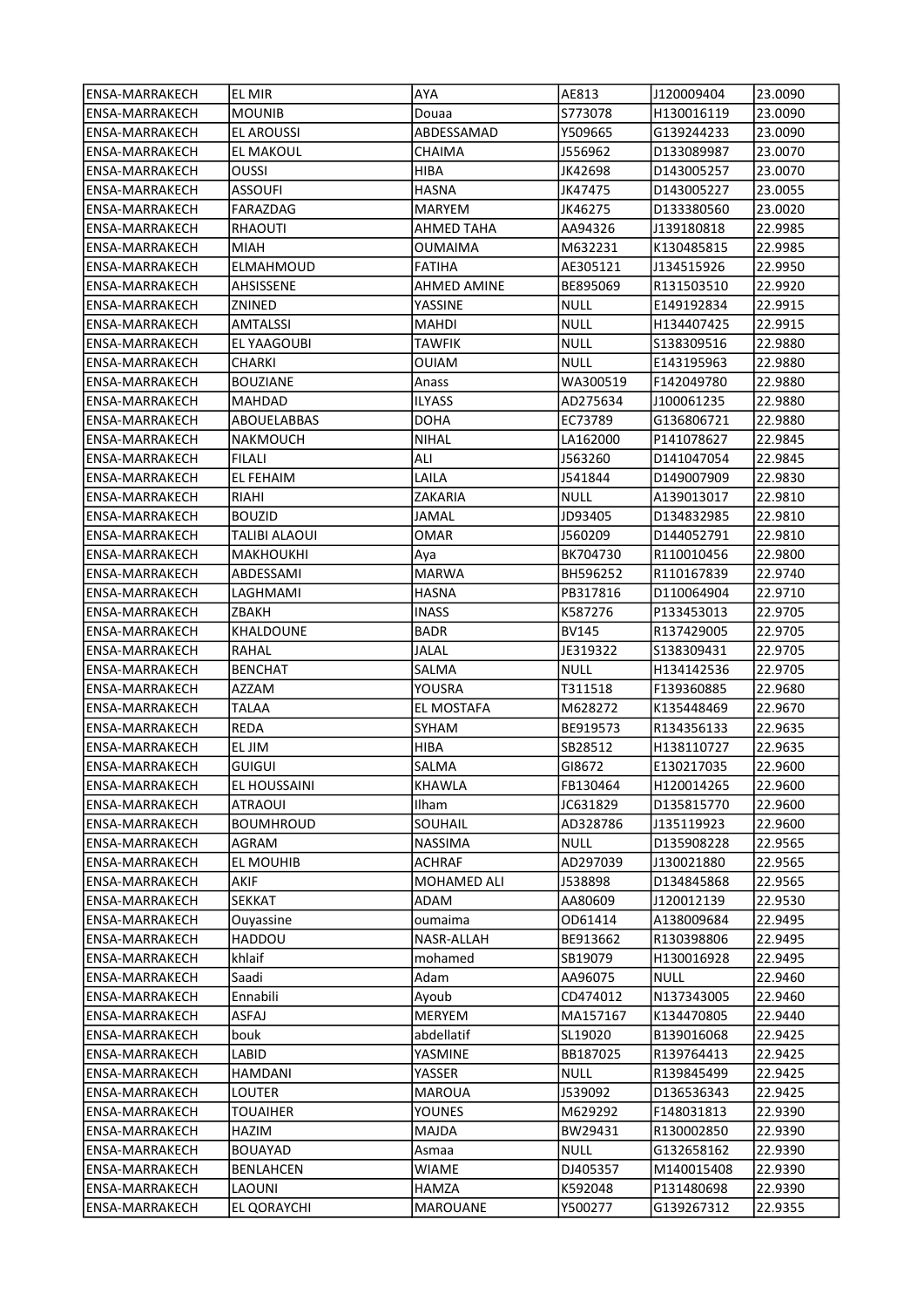| ENSA-MARRAKECH | EL MIR | AYA | AE813 | J120009404 | 23.0090 |
|---|---|---|---|---|---|
| ENSA-MARRAKECH | MOUNIB | Douaa | S773078 | H130016119 | 23.0090 |
| ENSA-MARRAKECH | EL AROUSSI | ABDESSAMAD | Y509665 | G139244233 | 23.0090 |
| ENSA-MARRAKECH | EL MAKOUL | CHAIMA | J556962 | D133089987 | 23.0070 |
| ENSA-MARRAKECH | OUSSI | HIBA | JK42698 | D143005257 | 23.0070 |
| ENSA-MARRAKECH | ASSOUFI | HASNA | JK47475 | D143005227 | 23.0055 |
| ENSA-MARRAKECH | FARAZDAG | MARYEM | JK46275 | D133380560 | 23.0020 |
| ENSA-MARRAKECH | RHAOUTI | AHMED TAHA | AA94326 | J139180818 | 22.9985 |
| ENSA-MARRAKECH | MIAH | OUMAIMA | M632231 | K130485815 | 22.9985 |
| ENSA-MARRAKECH | ELMAHMOUD | FATIHA | AE305121 | J134515926 | 22.9950 |
| ENSA-MARRAKECH | AHSISSENE | AHMED AMINE | BE895069 | R131503510 | 22.9920 |
| ENSA-MARRAKECH | ZNINED | YASSINE | NULL | E149192834 | 22.9915 |
| ENSA-MARRAKECH | AMTALSSI | MAHDI | NULL | H134407425 | 22.9915 |
| ENSA-MARRAKECH | EL YAAGOUBI | TAWFIK | NULL | S138309516 | 22.9880 |
| ENSA-MARRAKECH | CHARKI | OUIAM | NULL | E143195963 | 22.9880 |
| ENSA-MARRAKECH | BOUZIANE | Anass | WA300519 | F142049780 | 22.9880 |
| ENSA-MARRAKECH | MAHDAD | ILYASS | AD275634 | J100061235 | 22.9880 |
| ENSA-MARRAKECH | ABOUELABBAS | DOHA | EC73789 | G136806721 | 22.9880 |
| ENSA-MARRAKECH | NAKMOUCH | NIHAL | LA162000 | P141078627 | 22.9845 |
| ENSA-MARRAKECH | FILALI | ALI | J563260 | D141047054 | 22.9845 |
| ENSA-MARRAKECH | EL FEHAIM | LAILA | J541844 | D149007909 | 22.9830 |
| ENSA-MARRAKECH | RIAHI | ZAKARIA | NULL | A139013017 | 22.9810 |
| ENSA-MARRAKECH | BOUZID | JAMAL | JD93405 | D134832985 | 22.9810 |
| ENSA-MARRAKECH | TALIBI ALAOUI | OMAR | J560209 | D144052791 | 22.9810 |
| ENSA-MARRAKECH | MAKHOUKHI | Aya | BK704730 | R110010456 | 22.9800 |
| ENSA-MARRAKECH | ABDESSAMI | MARWA | BH596252 | R110167839 | 22.9740 |
| ENSA-MARRAKECH | LAGHMAMI | HASNA | PB317816 | D110064904 | 22.9710 |
| ENSA-MARRAKECH | ZBAKH | INASS | K587276 | P133453013 | 22.9705 |
| ENSA-MARRAKECH | KHALDOUNE | BADR | BV145 | R137429005 | 22.9705 |
| ENSA-MARRAKECH | RAHAL | JALAL | JE319322 | S138309431 | 22.9705 |
| ENSA-MARRAKECH | BENCHAT | SALMA | NULL | H134142536 | 22.9705 |
| ENSA-MARRAKECH | AZZAM | YOUSRA | T311518 | F139360885 | 22.9680 |
| ENSA-MARRAKECH | TALAA | EL MOSTAFA | M628272 | K135448469 | 22.9670 |
| ENSA-MARRAKECH | REDA | SYHAM | BE919573 | R134356133 | 22.9635 |
| ENSA-MARRAKECH | EL JIM | HIBA | SB28512 | H138110727 | 22.9635 |
| ENSA-MARRAKECH | GUIGUI | SALMA | GI8672 | E130217035 | 22.9600 |
| ENSA-MARRAKECH | EL HOUSSAINI | KHAWLA | FB130464 | H120014265 | 22.9600 |
| ENSA-MARRAKECH | ATRAOUI | Ilham | JC631829 | D135815770 | 22.9600 |
| ENSA-MARRAKECH | BOUMHROUD | SOUHAIL | AD328786 | J135119923 | 22.9600 |
| ENSA-MARRAKECH | AGRAM | NASSIMA | NULL | D135908228 | 22.9565 |
| ENSA-MARRAKECH | EL MOUHIB | ACHRAF | AD297039 | J130021880 | 22.9565 |
| ENSA-MARRAKECH | AKIF | MOHAMED ALI | J538898 | D134845868 | 22.9565 |
| ENSA-MARRAKECH | SEKKAT | ADAM | AA80609 | J120012139 | 22.9530 |
| ENSA-MARRAKECH | Ouyassine | oumaima | OD61414 | A138009684 | 22.9495 |
| ENSA-MARRAKECH | HADDOU | NASR-ALLAH | BE913662 | R130398806 | 22.9495 |
| ENSA-MARRAKECH | khlaif | mohamed | SB19079 | H130016928 | 22.9495 |
| ENSA-MARRAKECH | Saadi | Adam | AA96075 | NULL | 22.9460 |
| ENSA-MARRAKECH | Ennabili | Ayoub | CD474012 | N137343005 | 22.9460 |
| ENSA-MARRAKECH | ASFAJ | MERYEM | MA157167 | K134470805 | 22.9440 |
| ENSA-MARRAKECH | bouk | abdellatif | SL19020 | B139016068 | 22.9425 |
| ENSA-MARRAKECH | LABID | YASMINE | BB187025 | R139764413 | 22.9425 |
| ENSA-MARRAKECH | HAMDANI | YASSER | NULL | R139845499 | 22.9425 |
| ENSA-MARRAKECH | LOUTER | MAROUA | J539092 | D136536343 | 22.9425 |
| ENSA-MARRAKECH | TOUAIHER | YOUNES | M629292 | F148031813 | 22.9390 |
| ENSA-MARRAKECH | HAZIM | MAJDA | BW29431 | R130002850 | 22.9390 |
| ENSA-MARRAKECH | BOUAYAD | Asmaa | NULL | G132658162 | 22.9390 |
| ENSA-MARRAKECH | BENLAHCEN | WIAME | DJ405357 | M140015408 | 22.9390 |
| ENSA-MARRAKECH | LAOUNI | HAMZA | K592048 | P131480698 | 22.9390 |
| ENSA-MARRAKECH | EL QORAYCHI | MAROUANE | Y500277 | G139267312 | 22.9355 |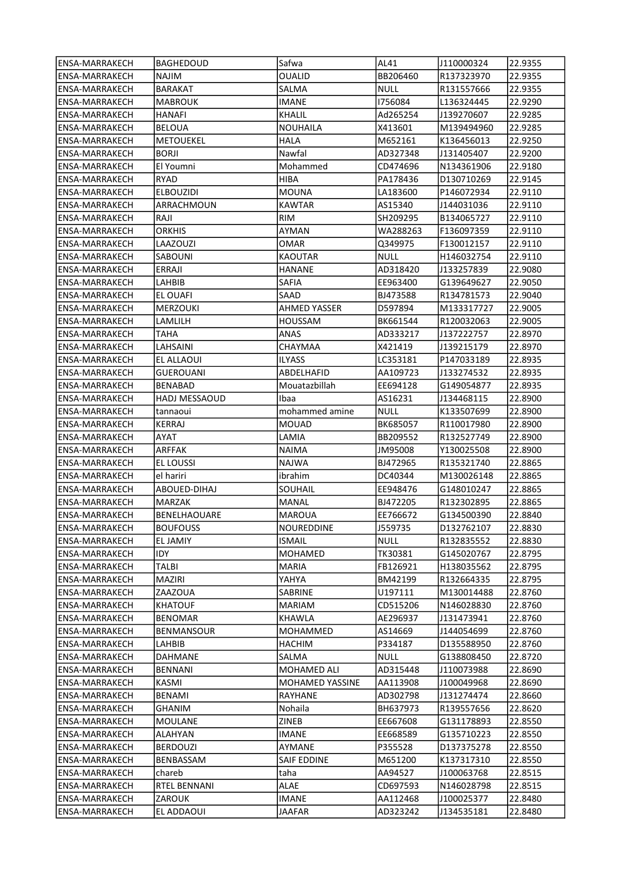| ENSA-MARRAKECH | BAGHEDOUD | Safwa | AL41 | J110000324 | 22.9355 |
|---|---|---|---|---|---|
| ENSA-MARRAKECH | NAJIM | OUALID | BB206460 | R137323970 | 22.9355 |
| ENSA-MARRAKECH | BARAKAT | SALMA | NULL | R131557666 | 22.9355 |
| ENSA-MARRAKECH | MABROUK | IMANE | I756084 | L136324445 | 22.9290 |
| ENSA-MARRAKECH | HANAFI | KHALIL | Ad265254 | J139270607 | 22.9285 |
| ENSA-MARRAKECH | BELOUA | NOUHAILA | X413601 | M139494960 | 22.9285 |
| ENSA-MARRAKECH | METOUEKEL | HALA | M652161 | K136456013 | 22.9250 |
| ENSA-MARRAKECH | BORJI | Nawfal | AD327348 | J131405407 | 22.9200 |
| ENSA-MARRAKECH | El Youmni | Mohammed | CD474696 | N134361906 | 22.9180 |
| ENSA-MARRAKECH | RYAD | HIBA | PA178436 | D130710269 | 22.9145 |
| ENSA-MARRAKECH | ELBOUZIDI | MOUNA | LA183600 | P146072934 | 22.9110 |
| ENSA-MARRAKECH | ARRACHMOUN | KAWTAR | AS15340 | J144031036 | 22.9110 |
| ENSA-MARRAKECH | RAJI | RIM | SH209295 | B134065727 | 22.9110 |
| ENSA-MARRAKECH | ORKHIS | AYMAN | WA288263 | F136097359 | 22.9110 |
| ENSA-MARRAKECH | LAAZOUZI | OMAR | Q349975 | F130012157 | 22.9110 |
| ENSA-MARRAKECH | SABOUNI | KAOUTAR | NULL | H146032754 | 22.9110 |
| ENSA-MARRAKECH | ERRAJI | HANANE | AD318420 | J133257839 | 22.9080 |
| ENSA-MARRAKECH | LAHBIB | SAFIA | EE963400 | G139649627 | 22.9050 |
| ENSA-MARRAKECH | EL OUAFI | SAAD | BJ473588 | R134781573 | 22.9040 |
| ENSA-MARRAKECH | MERZOUKI | AHMED YASSER | D597894 | M133317727 | 22.9005 |
| ENSA-MARRAKECH | LAMLILH | HOUSSAM | BK661544 | R120032063 | 22.9005 |
| ENSA-MARRAKECH | TAHA | ANAS | AD333217 | J137222757 | 22.8970 |
| ENSA-MARRAKECH | LAHSAINI | CHAYMAA | X421419 | J139215179 | 22.8970 |
| ENSA-MARRAKECH | EL ALLAOUI | ILYASS | LC353181 | P147033189 | 22.8935 |
| ENSA-MARRAKECH | GUEROUANI | ABDELHAFID | AA109723 | J133274532 | 22.8935 |
| ENSA-MARRAKECH | BENABAD | Mouatazbillah | EE694128 | G149054877 | 22.8935 |
| ENSA-MARRAKECH | HADJ MESSAOUD | Ibaa | AS16231 | J134468115 | 22.8900 |
| ENSA-MARRAKECH | tannaoui | mohammed amine | NULL | K133507699 | 22.8900 |
| ENSA-MARRAKECH | KERRAJ | MOUAD | BK685057 | R110017980 | 22.8900 |
| ENSA-MARRAKECH | AYAT | LAMIA | BB209552 | R132527749 | 22.8900 |
| ENSA-MARRAKECH | ARFFAK | NAIMA | JM95008 | Y130025508 | 22.8900 |
| ENSA-MARRAKECH | EL LOUSSI | NAJWA | BJ472965 | R135321740 | 22.8865 |
| ENSA-MARRAKECH | el hariri | ibrahim | DC40344 | M130026148 | 22.8865 |
| ENSA-MARRAKECH | ABOUED-DIHAJ | SOUHAIL | EE948476 | G148010247 | 22.8865 |
| ENSA-MARRAKECH | MARZAK | MANAL | BJ472205 | R132302895 | 22.8865 |
| ENSA-MARRAKECH | BENELHAOUARE | MAROUA | EE766672 | G134500390 | 22.8840 |
| ENSA-MARRAKECH | BOUFOUSS | NOUREDDINE | J559735 | D132762107 | 22.8830 |
| ENSA-MARRAKECH | EL JAMIY | ISMAIL | NULL | R132835552 | 22.8830 |
| ENSA-MARRAKECH | IDY | MOHAMED | TK30381 | G145020767 | 22.8795 |
| ENSA-MARRAKECH | TALBI | MARIA | FB126921 | H138035562 | 22.8795 |
| ENSA-MARRAKECH | MAZIRI | YAHYA | BM42199 | R132664335 | 22.8795 |
| ENSA-MARRAKECH | ZAAZOUA | SABRINE | U197111 | M130014488 | 22.8760 |
| ENSA-MARRAKECH | KHATOUF | MARIAM | CD515206 | N146028830 | 22.8760 |
| ENSA-MARRAKECH | BENOMAR | KHAWLA | AE296937 | J131473941 | 22.8760 |
| ENSA-MARRAKECH | BENMANSOUR | MOHAMMED | AS14669 | J144054699 | 22.8760 |
| ENSA-MARRAKECH | LAHBIB | HACHIM | P334187 | D135588950 | 22.8760 |
| ENSA-MARRAKECH | DAHMANE | SALMA | NULL | G138808450 | 22.8720 |
| ENSA-MARRAKECH | BENNANI | MOHAMED ALI | AD315448 | J110073988 | 22.8690 |
| ENSA-MARRAKECH | KASMI | MOHAMED YASSINE | AA113908 | J100049968 | 22.8690 |
| ENSA-MARRAKECH | BENAMI | RAYHANE | AD302798 | J131274474 | 22.8660 |
| ENSA-MARRAKECH | GHANIM | Nohaila | BH637973 | R139557656 | 22.8620 |
| ENSA-MARRAKECH | MOULANE | ZINEB | EE667608 | G131178893 | 22.8550 |
| ENSA-MARRAKECH | ALAHYAN | IMANE | EE668589 | G135710223 | 22.8550 |
| ENSA-MARRAKECH | BERDOUZI | AYMANE | P355528 | D137375278 | 22.8550 |
| ENSA-MARRAKECH | BENBASSAM | SAIF EDDINE | M651200 | K137317310 | 22.8550 |
| ENSA-MARRAKECH | chareb | taha | AA94527 | J100063768 | 22.8515 |
| ENSA-MARRAKECH | RTEL BENNANI | ALAE | CD697593 | N146028798 | 22.8515 |
| ENSA-MARRAKECH | ZAROUK | IMANE | AA112468 | J100025377 | 22.8480 |
| ENSA-MARRAKECH | EL ADDAOUI | JAAFAR | AD323242 | J134535181 | 22.8480 |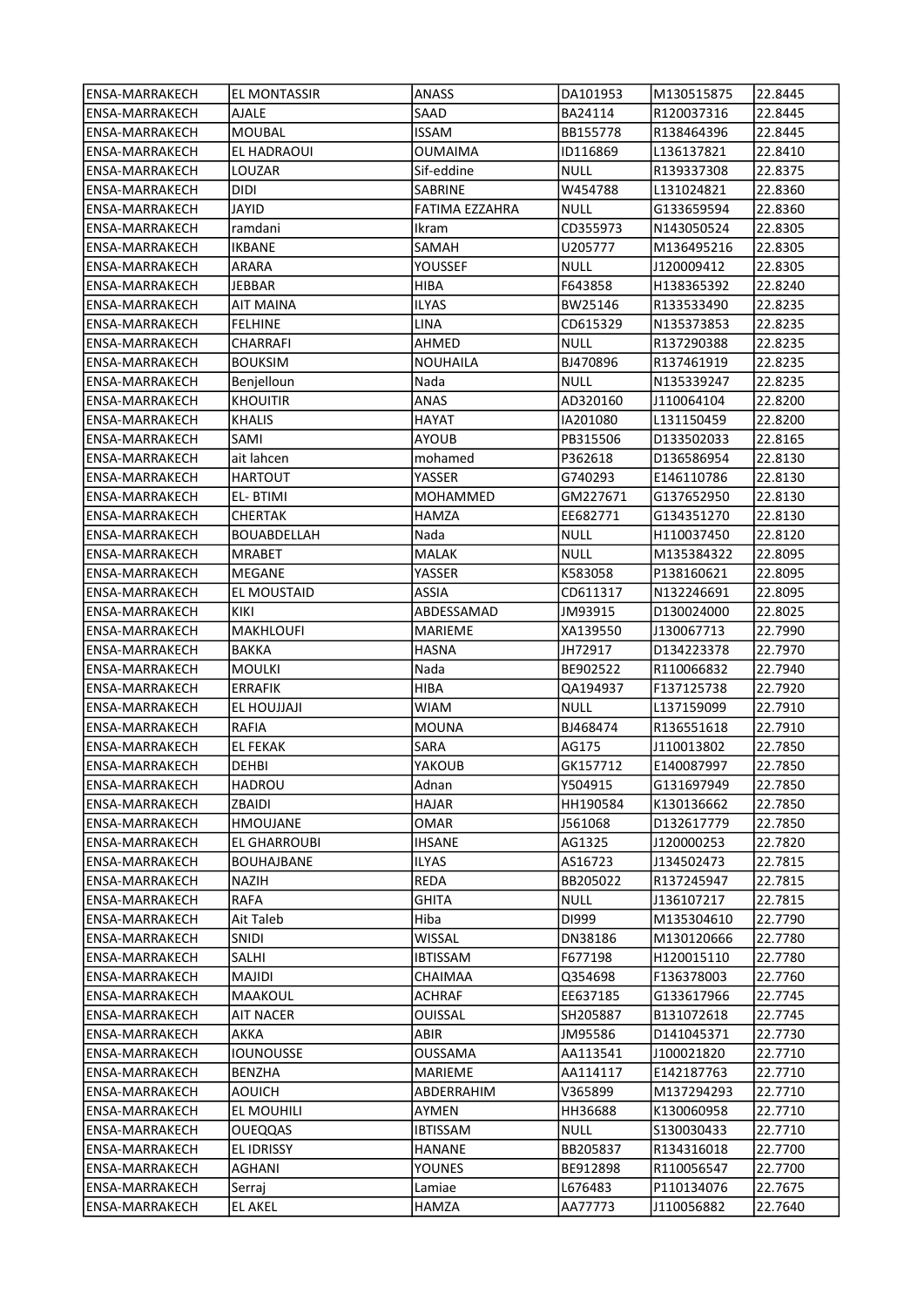| ENSA-MARRAKECH | EL MONTASSIR | ANASS | DA101953 | M130515875 | 22.8445 |
|---|---|---|---|---|---|
| ENSA-MARRAKECH | AJALE | SAAD | BA24114 | R120037316 | 22.8445 |
| ENSA-MARRAKECH | MOUBAL | ISSAM | BB155778 | R138464396 | 22.8445 |
| ENSA-MARRAKECH | EL HADRAOUI | OUMAIMA | ID116869 | L136137821 | 22.8410 |
| ENSA-MARRAKECH | LOUZAR | Sif-eddine | NULL | R139337308 | 22.8375 |
| ENSA-MARRAKECH | DIDI | SABRINE | W454788 | L131024821 | 22.8360 |
| ENSA-MARRAKECH | JAYID | FATIMA EZZAHRA | NULL | G133659594 | 22.8360 |
| ENSA-MARRAKECH | ramdani | Ikram | CD355973 | N143050524 | 22.8305 |
| ENSA-MARRAKECH | IKBANE | SAMAH | U205777 | M136495216 | 22.8305 |
| ENSA-MARRAKECH | ARARA | YOUSSEF | NULL | J120009412 | 22.8305 |
| ENSA-MARRAKECH | JEBBAR | HIBA | F643858 | H138365392 | 22.8240 |
| ENSA-MARRAKECH | AIT MAINA | ILYAS | BW25146 | R133533490 | 22.8235 |
| ENSA-MARRAKECH | FELHINE | LINA | CD615329 | N135373853 | 22.8235 |
| ENSA-MARRAKECH | CHARRAFI | AHMED | NULL | R137290388 | 22.8235 |
| ENSA-MARRAKECH | BOUKSIM | NOUHAILA | BJ470896 | R137461919 | 22.8235 |
| ENSA-MARRAKECH | Benjelloun | Nada | NULL | N135339247 | 22.8235 |
| ENSA-MARRAKECH | KHOUITIR | ANAS | AD320160 | J110064104 | 22.8200 |
| ENSA-MARRAKECH | KHALIS | HAYAT | IA201080 | L131150459 | 22.8200 |
| ENSA-MARRAKECH | SAMI | AYOUB | PB315506 | D133502033 | 22.8165 |
| ENSA-MARRAKECH | ait lahcen | mohamed | P362618 | D136586954 | 22.8130 |
| ENSA-MARRAKECH | HARTOUT | YASSER | G740293 | E146110786 | 22.8130 |
| ENSA-MARRAKECH | EL- BTIMI | MOHAMMED | GM227671 | G137652950 | 22.8130 |
| ENSA-MARRAKECH | CHERTAK | HAMZA | EE682771 | G134351270 | 22.8130 |
| ENSA-MARRAKECH | BOUABDELLAH | Nada | NULL | H110037450 | 22.8120 |
| ENSA-MARRAKECH | MRABET | MALAK | NULL | M135384322 | 22.8095 |
| ENSA-MARRAKECH | MEGANE | YASSER | K583058 | P138160621 | 22.8095 |
| ENSA-MARRAKECH | EL MOUSTAID | ASSIA | CD611317 | N132246691 | 22.8095 |
| ENSA-MARRAKECH | KIKI | ABDESSAMAD | JM93915 | D130024000 | 22.8025 |
| ENSA-MARRAKECH | MAKHLOUFI | MARIEME | XA139550 | J130067713 | 22.7990 |
| ENSA-MARRAKECH | BAKKA | HASNA | JH72917 | D134223378 | 22.7970 |
| ENSA-MARRAKECH | MOULKI | Nada | BE902522 | R110066832 | 22.7940 |
| ENSA-MARRAKECH | ERRAFIK | HIBA | QA194937 | F137125738 | 22.7920 |
| ENSA-MARRAKECH | EL HOUJJAJI | WIAM | NULL | L137159099 | 22.7910 |
| ENSA-MARRAKECH | RAFIA | MOUNA | BJ468474 | R136551618 | 22.7910 |
| ENSA-MARRAKECH | EL FEKAK | SARA | AG175 | J110013802 | 22.7850 |
| ENSA-MARRAKECH | DEHBI | YAKOUB | GK157712 | E140087997 | 22.7850 |
| ENSA-MARRAKECH | HADROU | Adnan | Y504915 | G131697949 | 22.7850 |
| ENSA-MARRAKECH | ZBAIDI | HAJAR | HH190584 | K130136662 | 22.7850 |
| ENSA-MARRAKECH | HMOUJANE | OMAR | J561068 | D132617779 | 22.7850 |
| ENSA-MARRAKECH | EL GHARROUBI | IHSANE | AG1325 | J120000253 | 22.7820 |
| ENSA-MARRAKECH | BOUHAJBANE | ILYAS | AS16723 | J134502473 | 22.7815 |
| ENSA-MARRAKECH | NAZIH | REDA | BB205022 | R137245947 | 22.7815 |
| ENSA-MARRAKECH | RAFA | GHITA | NULL | J136107217 | 22.7815 |
| ENSA-MARRAKECH | Ait Taleb | Hiba | DI999 | M135304610 | 22.7790 |
| ENSA-MARRAKECH | SNIDI | WISSAL | DN38186 | M130120666 | 22.7780 |
| ENSA-MARRAKECH | SALHI | IBTISSAM | F677198 | H120015110 | 22.7780 |
| ENSA-MARRAKECH | MAJIDI | CHAIMAA | Q354698 | F136378003 | 22.7760 |
| ENSA-MARRAKECH | MAAKOUL | ACHRAF | EE637185 | G133617966 | 22.7745 |
| ENSA-MARRAKECH | AIT NACER | OUISSAL | SH205887 | B131072618 | 22.7745 |
| ENSA-MARRAKECH | AKKA | ABIR | JM95586 | D141045371 | 22.7730 |
| ENSA-MARRAKECH | IOUNOUSSE | OUSSAMA | AA113541 | J100021820 | 22.7710 |
| ENSA-MARRAKECH | BENZHA | MARIEME | AA114117 | E142187763 | 22.7710 |
| ENSA-MARRAKECH | AOUICH | ABDERRAHIM | V365899 | M137294293 | 22.7710 |
| ENSA-MARRAKECH | EL MOUHILI | AYMEN | HH36688 | K130060958 | 22.7710 |
| ENSA-MARRAKECH | OUEQQAS | IBTISSAM | NULL | S130030433 | 22.7710 |
| ENSA-MARRAKECH | EL IDRISSY | HANANE | BB205837 | R134316018 | 22.7700 |
| ENSA-MARRAKECH | AGHANI | YOUNES | BE912898 | R110056547 | 22.7700 |
| ENSA-MARRAKECH | Serraj | Lamiae | L676483 | P110134076 | 22.7675 |
| ENSA-MARRAKECH | EL AKEL | HAMZA | AA77773 | J110056882 | 22.7640 |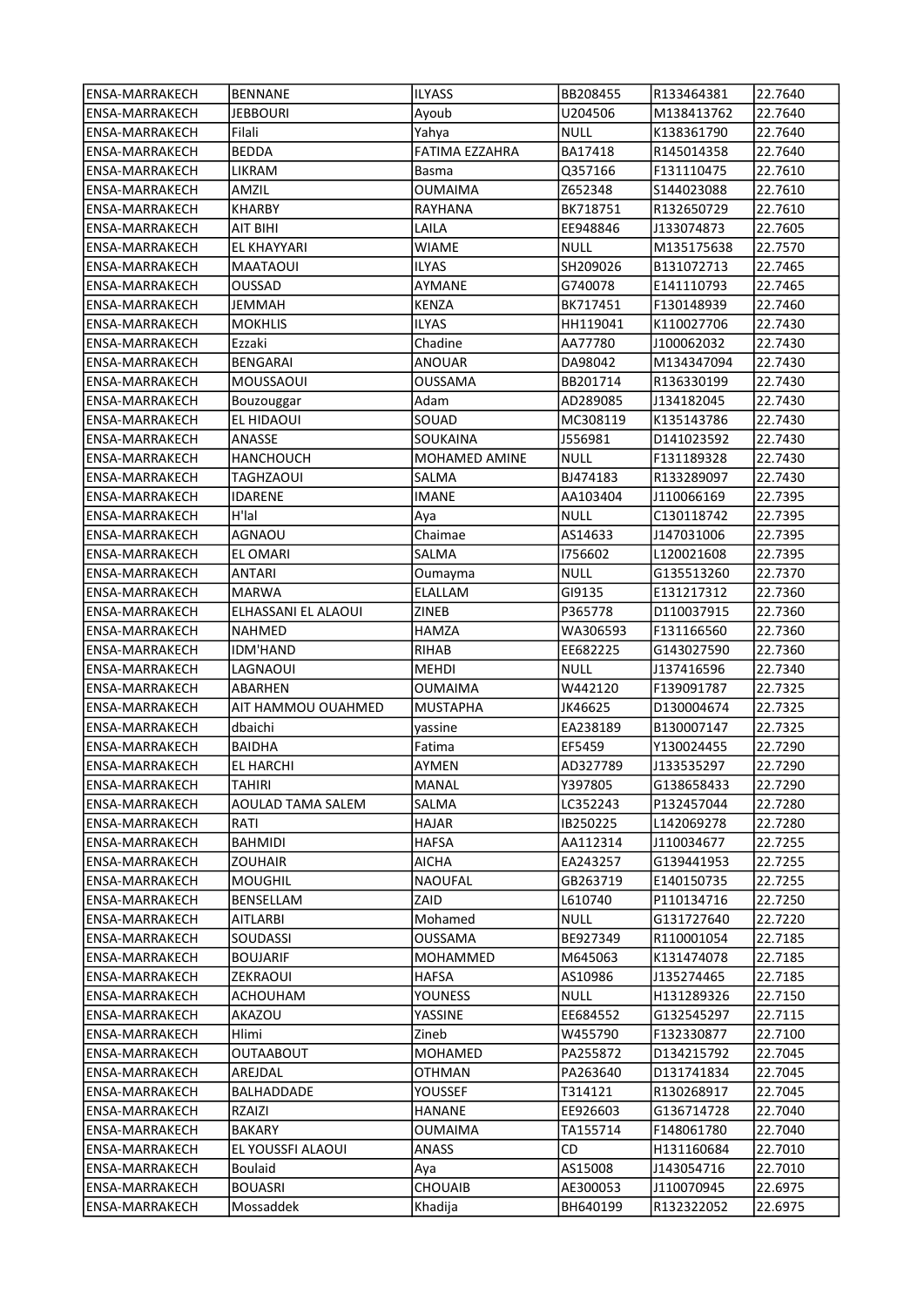| ENSA-MARRAKECH | BENNANE | ILYASS | BB208455 | R133464381 | 22.7640 |
|---|---|---|---|---|---|
| ENSA-MARRAKECH | JEBBOURI | Ayoub | U204506 | M138413762 | 22.7640 |
| ENSA-MARRAKECH | Filali | Yahya | NULL | K138361790 | 22.7640 |
| ENSA-MARRAKECH | BEDDA | FATIMA EZZAHRA | BA17418 | R145014358 | 22.7640 |
| ENSA-MARRAKECH | LIKRAM | Basma | Q357166 | F131110475 | 22.7610 |
| ENSA-MARRAKECH | AMZIL | OUMAIMA | Z652348 | S144023088 | 22.7610 |
| ENSA-MARRAKECH | KHARBY | RAYHANA | BK718751 | R132650729 | 22.7610 |
| ENSA-MARRAKECH | AIT BIHI | LAILA | EE948846 | J133074873 | 22.7605 |
| ENSA-MARRAKECH | EL KHAYYARI | WIAME | NULL | M135175638 | 22.7570 |
| ENSA-MARRAKECH | MAATAOUI | ILYAS | SH209026 | B131072713 | 22.7465 |
| ENSA-MARRAKECH | OUSSAD | AYMANE | G740078 | E141110793 | 22.7465 |
| ENSA-MARRAKECH | JEMMAH | KENZA | BK717451 | F130148939 | 22.7460 |
| ENSA-MARRAKECH | MOKHLIS | ILYAS | HH119041 | K110027706 | 22.7430 |
| ENSA-MARRAKECH | Ezzaki | Chadine | AA77780 | J100062032 | 22.7430 |
| ENSA-MARRAKECH | BENGARAI | ANOUAR | DA98042 | M134347094 | 22.7430 |
| ENSA-MARRAKECH | MOUSSAOUI | OUSSAMA | BB201714 | R136330199 | 22.7430 |
| ENSA-MARRAKECH | Bouzouggar | Adam | AD289085 | J134182045 | 22.7430 |
| ENSA-MARRAKECH | EL HIDAOUI | SOUAD | MC308119 | K135143786 | 22.7430 |
| ENSA-MARRAKECH | ANASSE | SOUKAINA | J556981 | D141023592 | 22.7430 |
| ENSA-MARRAKECH | HANCHOUCH | MOHAMED AMINE | NULL | F131189328 | 22.7430 |
| ENSA-MARRAKECH | TAGHZAOUI | SALMA | BJ474183 | R133289097 | 22.7430 |
| ENSA-MARRAKECH | IDARENE | IMANE | AA103404 | J110066169 | 22.7395 |
| ENSA-MARRAKECH | H'lal | Aya | NULL | C130118742 | 22.7395 |
| ENSA-MARRAKECH | AGNAOU | Chaimae | AS14633 | J147031006 | 22.7395 |
| ENSA-MARRAKECH | EL OMARI | SALMA | I756602 | L120021608 | 22.7395 |
| ENSA-MARRAKECH | ANTARI | Oumayma | NULL | G135513260 | 22.7370 |
| ENSA-MARRAKECH | MARWA | ELALLAM | GI9135 | E131217312 | 22.7360 |
| ENSA-MARRAKECH | ELHASSANI EL ALAOUI | ZINEB | P365778 | D110037915 | 22.7360 |
| ENSA-MARRAKECH | NAHMED | HAMZA | WA306593 | F131166560 | 22.7360 |
| ENSA-MARRAKECH | IDM'HAND | RIHAB | EE682225 | G143027590 | 22.7360 |
| ENSA-MARRAKECH | LAGNAOUI | MEHDI | NULL | J137416596 | 22.7340 |
| ENSA-MARRAKECH | ABARHEN | OUMAIMA | W442120 | F139091787 | 22.7325 |
| ENSA-MARRAKECH | AIT HAMMOU OUAHMED | MUSTAPHA | JK46625 | D130004674 | 22.7325 |
| ENSA-MARRAKECH | dbaichi | yassine | EA238189 | B130007147 | 22.7325 |
| ENSA-MARRAKECH | BAIDHA | Fatima | EF5459 | Y130024455 | 22.7290 |
| ENSA-MARRAKECH | EL HARCHI | AYMEN | AD327789 | J133535297 | 22.7290 |
| ENSA-MARRAKECH | TAHIRI | MANAL | Y397805 | G138658433 | 22.7290 |
| ENSA-MARRAKECH | AOULAD TAMA SALEM | SALMA | LC352243 | P132457044 | 22.7280 |
| ENSA-MARRAKECH | RATI | HAJAR | IB250225 | L142069278 | 22.7280 |
| ENSA-MARRAKECH | BAHMIDI | HAFSA | AA112314 | J110034677 | 22.7255 |
| ENSA-MARRAKECH | ZOUHAIR | AICHA | EA243257 | G139441953 | 22.7255 |
| ENSA-MARRAKECH | MOUGHIL | NAOUFAL | GB263719 | E140150735 | 22.7255 |
| ENSA-MARRAKECH | BENSELLAM | ZAID | L610740 | P110134716 | 22.7250 |
| ENSA-MARRAKECH | AITLARBI | Mohamed | NULL | G131727640 | 22.7220 |
| ENSA-MARRAKECH | SOUDASSI | OUSSAMA | BE927349 | R110001054 | 22.7185 |
| ENSA-MARRAKECH | BOUJARIF | MOHAMMED | M645063 | K131474078 | 22.7185 |
| ENSA-MARRAKECH | ZEKRAOUI | HAFSA | AS10986 | J135274465 | 22.7185 |
| ENSA-MARRAKECH | ACHOUHAM | YOUNESS | NULL | H131289326 | 22.7150 |
| ENSA-MARRAKECH | AKAZOU | YASSINE | EE684552 | G132545297 | 22.7115 |
| ENSA-MARRAKECH | Hlimi | Zineb | W455790 | F132330877 | 22.7100 |
| ENSA-MARRAKECH | OUTAABOUT | MOHAMED | PA255872 | D134215792 | 22.7045 |
| ENSA-MARRAKECH | AREJDAL | OTHMAN | PA263640 | D131741834 | 22.7045 |
| ENSA-MARRAKECH | BALHADDADE | YOUSSEF | T314121 | R130268917 | 22.7045 |
| ENSA-MARRAKECH | RZAIZI | HANANE | EE926603 | G136714728 | 22.7040 |
| ENSA-MARRAKECH | BAKARY | OUMAIMA | TA155714 | F148061780 | 22.7040 |
| ENSA-MARRAKECH | EL YOUSSFI ALAOUI | ANASS | CD | H131160684 | 22.7010 |
| ENSA-MARRAKECH | Boulaid | Aya | AS15008 | J143054716 | 22.7010 |
| ENSA-MARRAKECH | BOUASRI | CHOUAIB | AE300053 | J110070945 | 22.6975 |
| ENSA-MARRAKECH | Mossaddek | Khadija | BH640199 | R132322052 | 22.6975 |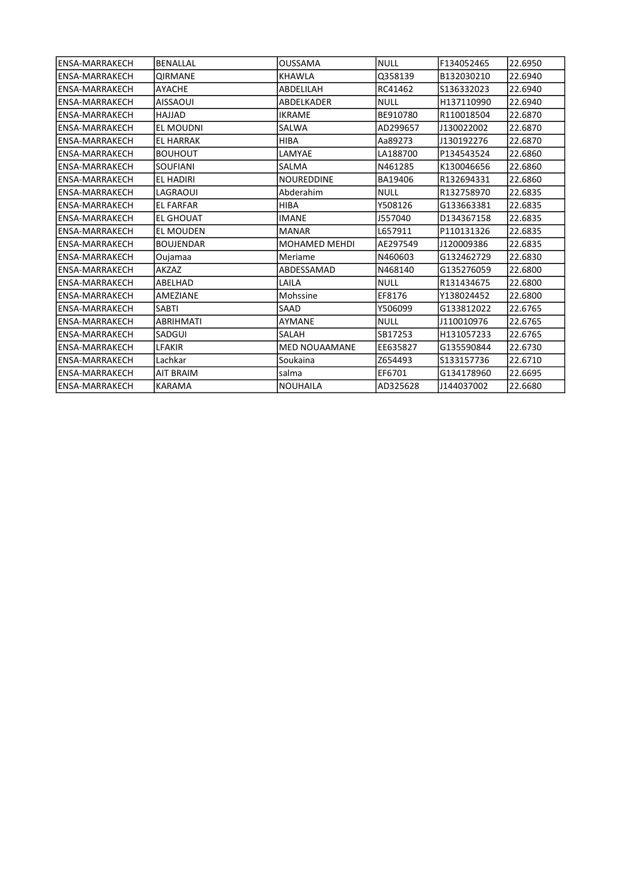| | | | | | |
|---|---|---|---|---|---|
| ENSA-MARRAKECH | BENALLAL | OUSSAMA | NULL | F134052465 | 22.6950 |
| ENSA-MARRAKECH | QIRMANE | KHAWLA | Q358139 | B132030210 | 22.6940 |
| ENSA-MARRAKECH | AYACHE | ABDELILAH | RC41462 | S136332023 | 22.6940 |
| ENSA-MARRAKECH | AISSAOUI | ABDELKADER | NULL | H137110990 | 22.6940 |
| ENSA-MARRAKECH | HAJJAD | IKRAME | BE910780 | R110018504 | 22.6870 |
| ENSA-MARRAKECH | EL MOUDNI | SALWA | AD299657 | J130022002 | 22.6870 |
| ENSA-MARRAKECH | EL HARRAK | HIBA | Aa89273 | J130192276 | 22.6870 |
| ENSA-MARRAKECH | BOUHOUT | LAMYAE | LA188700 | P134543524 | 22.6860 |
| ENSA-MARRAKECH | SOUFIANI | SALMA | N461285 | K130046656 | 22.6860 |
| ENSA-MARRAKECH | EL HADIRI | NOUREDDINE | BA19406 | R132694331 | 22.6860 |
| ENSA-MARRAKECH | LAGRAOUI | Abderahim | NULL | R132758970 | 22.6835 |
| ENSA-MARRAKECH | EL FARFAR | HIBA | Y508126 | G133663381 | 22.6835 |
| ENSA-MARRAKECH | EL GHOUAT | IMANE | J557040 | D134367158 | 22.6835 |
| ENSA-MARRAKECH | EL MOUDEN | MANAR | L657911 | P110131326 | 22.6835 |
| ENSA-MARRAKECH | BOUJENDAR | MOHAMED MEHDI | AE297549 | J120009386 | 22.6835 |
| ENSA-MARRAKECH | Oujamaa | Meriame | N460603 | G132462729 | 22.6830 |
| ENSA-MARRAKECH | AKZAZ | ABDESSAMAD | N468140 | G135276059 | 22.6800 |
| ENSA-MARRAKECH | ABELHAD | LAILA | NULL | R131434675 | 22.6800 |
| ENSA-MARRAKECH | AMEZIANE | Mohssine | EF8176 | Y138024452 | 22.6800 |
| ENSA-MARRAKECH | SABTI | SAAD | Y506099 | G133812022 | 22.6765 |
| ENSA-MARRAKECH | ABRIHMATI | AYMANE | NULL | J110010976 | 22.6765 |
| ENSA-MARRAKECH | SADGUI | SALAH | SB17253 | H131057233 | 22.6765 |
| ENSA-MARRAKECH | LFAKIR | MED NOUAAMANE | EE635827 | G135590844 | 22.6730 |
| ENSA-MARRAKECH | Lachkar | Soukaina | Z654493 | S133157736 | 22.6710 |
| ENSA-MARRAKECH | AIT BRAIM | salma | EF6701 | G134178960 | 22.6695 |
| ENSA-MARRAKECH | KARAMA | NOUHAILA | AD325628 | J144037002 | 22.6680 |